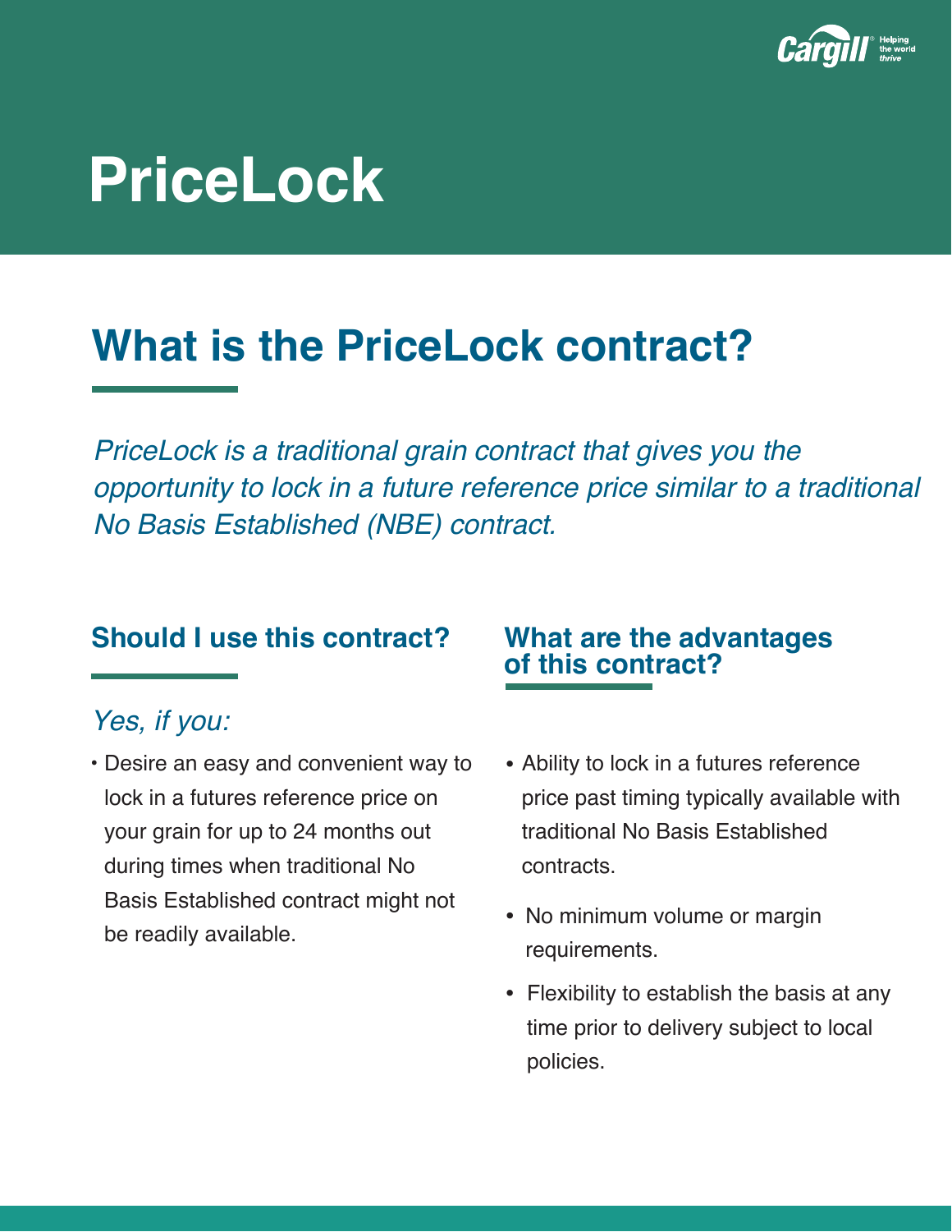# PriceLock

## What is the PriceLock contract?

*PriceLock is a traditional grain contract that gives you the opportunity to lock in a future reference price similar to a traditional No Basis Established (NBE) contract.*

### Should I use this contract?

*Yes, if you:*

- Desire an easy and convenient way to lock in a futures reference price on your grain for up to 24 months out during times when traditional No Basis Established contract might not be readily available.

### What are the advantages of this contract?

- Ability to lock in a futures reference price past timing typically available with traditional No Basis Established contracts.
- No minimum volume or margin requirements.
- Flexibility to establish the basis at any time prior to delivery subject to local policies.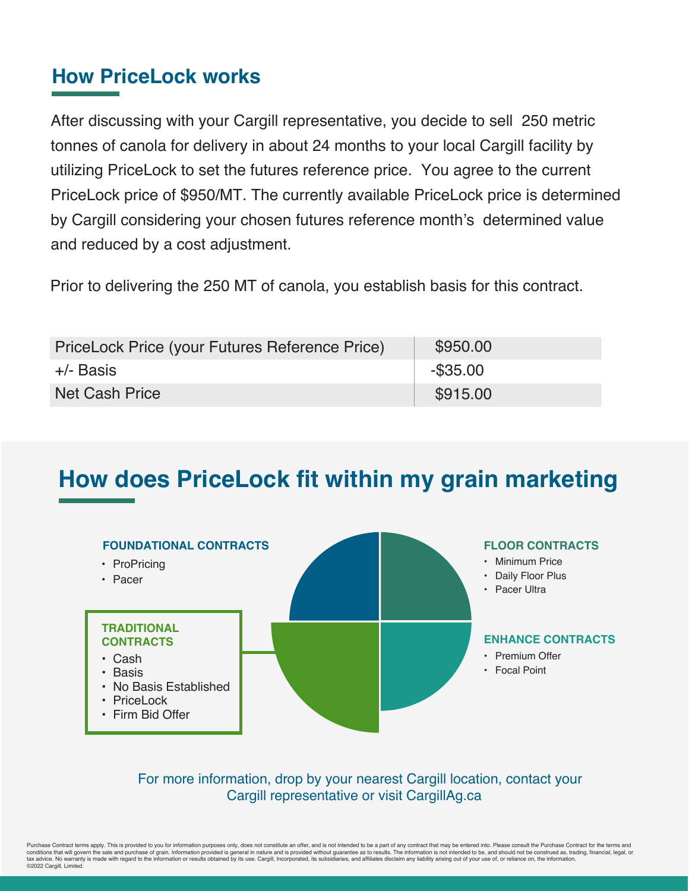## How PriceLock works

After discussing with your Cargill representative, you decide to sell 250 metric tonnes of canola for delivery in about 24 months to your local Cargill facility by utilizing PriceLock to set the futures reference price. You agree to the current PriceLock price of $950/MT. The currently available PriceLock price is determined by Cargill considering your chosen futures reference month's determined value and reduced by a cost adjustment.

Prior to delivering the 250 MT of canola, you establish basis for this contract.

| | |
|---|---|
| PriceLock Price (your Futures Reference Price) | $950.00 |
| +/- Basis | -$35.00 |
| Net Cash Price | $915.00 |

## How does PriceLock fit within my grain marketing

**FOUNDATIONAL CONTRACTS**

- ProPricing
- Pacer

**TRADITIONAL CONTRACTS**

- Cash
- Basis
- No Basis Established
- PriceLock
- Firm Bid Offer

**FLOOR CONTRACTS**

- Minimum Price
- Daily Floor Plus
- Pacer Ultra

**ENHANCE CONTRACTS**

- Premium Offer
- Focal Point

For more information, drop by your nearest Cargill location, contact your Cargill representative or visit CargillAg.ca

Purchase Contract terms apply. This is provided to you for information purposes only, does not constitute an offer, and is not intended to be a part of any contract that may be entered into. Please consult the Purchase Contract for the terms and conditions that will govern the sale and purchase of grain. Information provided is general in nature and is provided without guarantee as to results. The information is not intended to be, and should not be construed as, trading, financial, legal, or tax advice. No warranty is made with regard to the information or results obtained by its use. Cargill, Incorporated, its subsidiaries, and affiliates disclaim any liability arising out of your use of, or reliance on, the information.
©2022 Cargill, Limited.